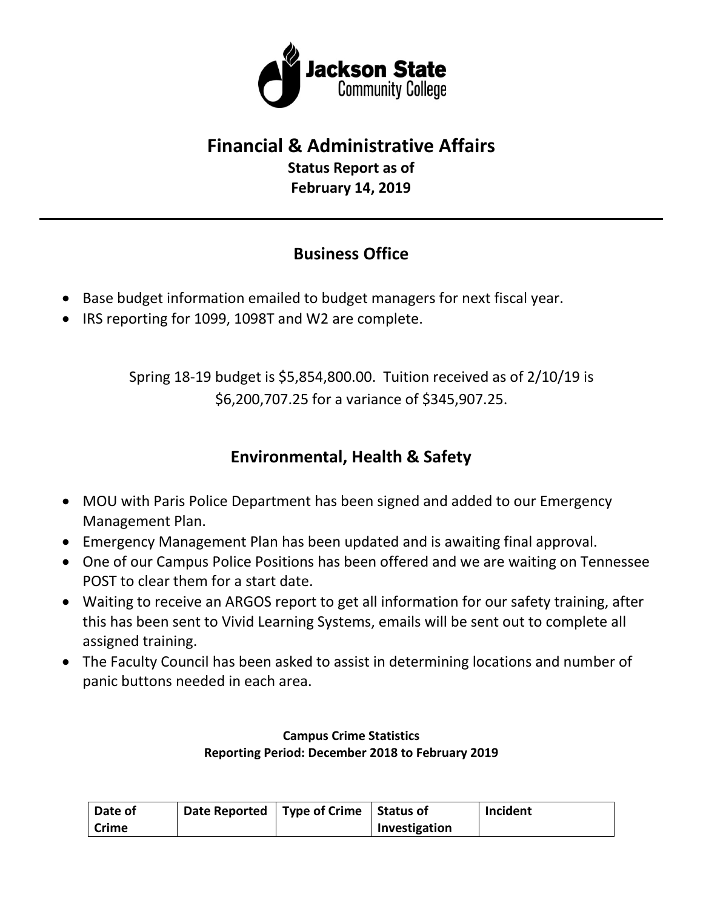Jackson State Community College

# Financial & Administrative Affairs

**Status Report as of**
**February 14, 2019**

---

## Business Office

- Base budget information emailed to budget managers for next fiscal year.
- IRS reporting for 1099, 1098T and W2 are complete.

Spring 18-19 budget is $5,854,800.00. Tuition received as of 2/10/19 is $6,200,707.25 for a variance of $345,907.25.

## Environmental, Health & Safety

- MOU with Paris Police Department has been signed and added to our Emergency Management Plan.
- Emergency Management Plan has been updated and is awaiting final approval.
- One of our Campus Police Positions has been offered and we are waiting on Tennessee POST to clear them for a start date.
- Waiting to receive an ARGOS report to get all information for our safety training, after this has been sent to Vivid Learning Systems, emails will be sent out to complete all assigned training.
- The Faculty Council has been asked to assist in determining locations and number of panic buttons needed in each area.

**Campus Crime Statistics**
**Reporting Period: December 2018 to February 2019**

| Date of Crime | Date Reported | Type of Crime | Status of Investigation | Incident |
|---|---|---|---|---|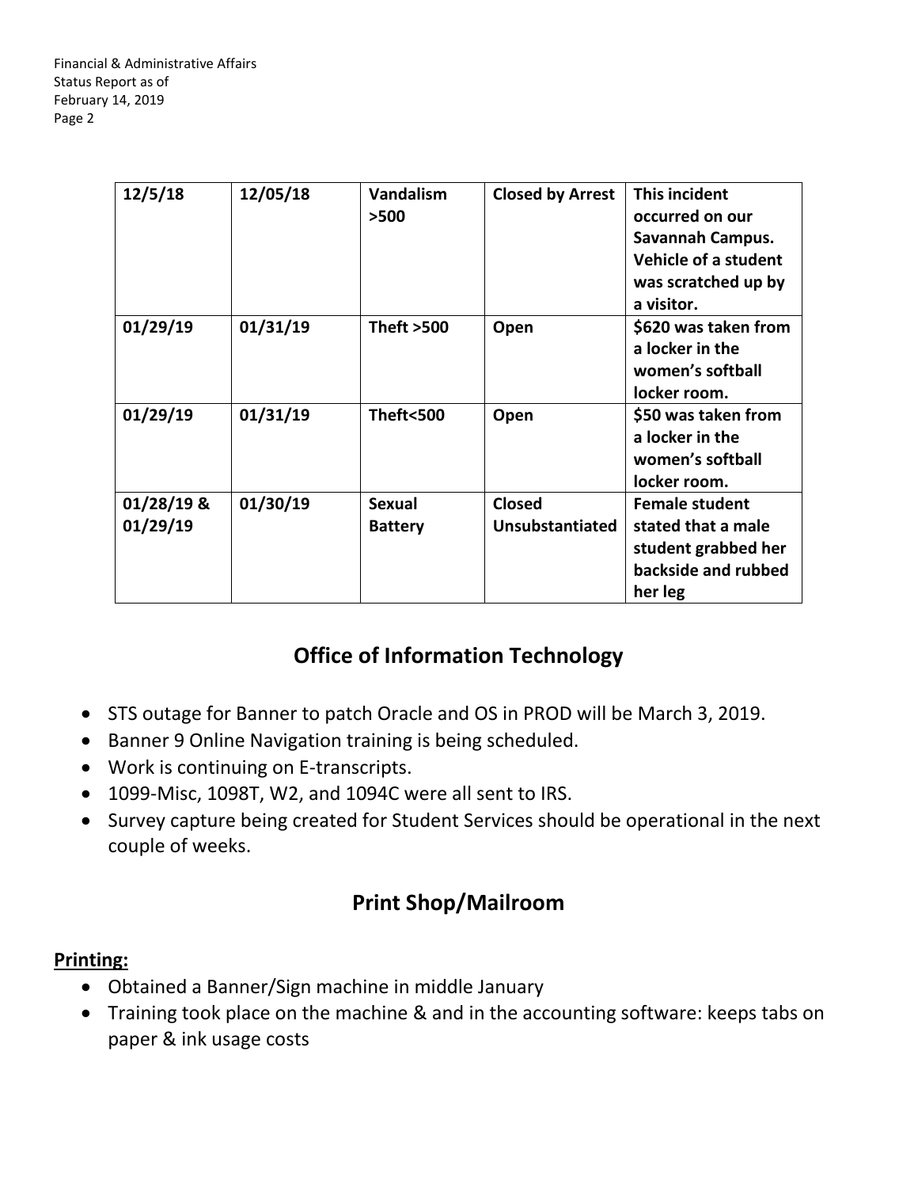| 12/5/18 | 12/05/18 | Vandalism >500 | Closed by Arrest | This incident occurred on our Savannah Campus. Vehicle of a student was scratched up by a visitor. |
|---|---|---|---|---|
| 01/29/19 | 01/31/19 | Theft >500 | Open | $620 was taken from a locker in the women's softball locker room. |
| 01/29/19 | 01/31/19 | Theft<500 | Open | $50 was taken from a locker in the women's softball locker room. |
| 01/28/19 & 01/29/19 | 01/30/19 | Sexual Battery | Closed Unsubstantiated | Female student stated that a male student grabbed her backside and rubbed her leg |

## Office of Information Technology

- STS outage for Banner to patch Oracle and OS in PROD will be March 3, 2019.
- Banner 9 Online Navigation training is being scheduled.
- Work is continuing on E-transcripts.
- 1099-Misc, 1098T, W2, and 1094C were all sent to IRS.
- Survey capture being created for Student Services should be operational in the next couple of weeks.

## Print Shop/Mailroom

**Printing:**

- Obtained a Banner/Sign machine in middle January
- Training took place on the machine & and in the accounting software: keeps tabs on paper & ink usage costs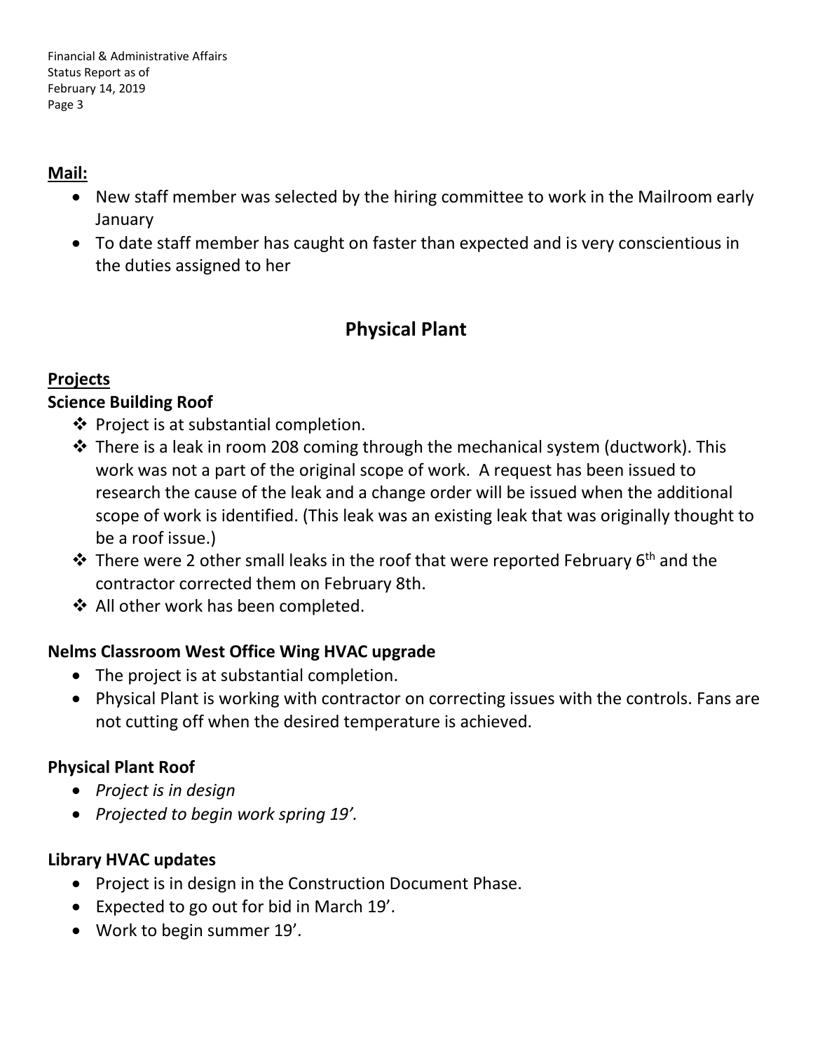**Mail:**

- New staff member was selected by the hiring committee to work in the Mailroom early January
- To date staff member has caught on faster than expected and is very conscientious in the duties assigned to her

## Physical Plant

**Projects**

**Science Building Roof**

- Project is at substantial completion.
- There is a leak in room 208 coming through the mechanical system (ductwork). This work was not a part of the original scope of work. A request has been issued to research the cause of the leak and a change order will be issued when the additional scope of work is identified. (This leak was an existing leak that was originally thought to be a roof issue.)
- There were 2 other small leaks in the roof that were reported February 6th and the contractor corrected them on February 8th.
- All other work has been completed.

**Nelms Classroom West Office Wing HVAC upgrade**

- The project is at substantial completion.
- Physical Plant is working with contractor on correcting issues with the controls. Fans are not cutting off when the desired temperature is achieved.

**Physical Plant Roof**

- *Project is in design*
- *Projected to begin work spring 19'.*

**Library HVAC updates**

- Project is in design in the Construction Document Phase.
- Expected to go out for bid in March 19'.
- Work to begin summer 19'.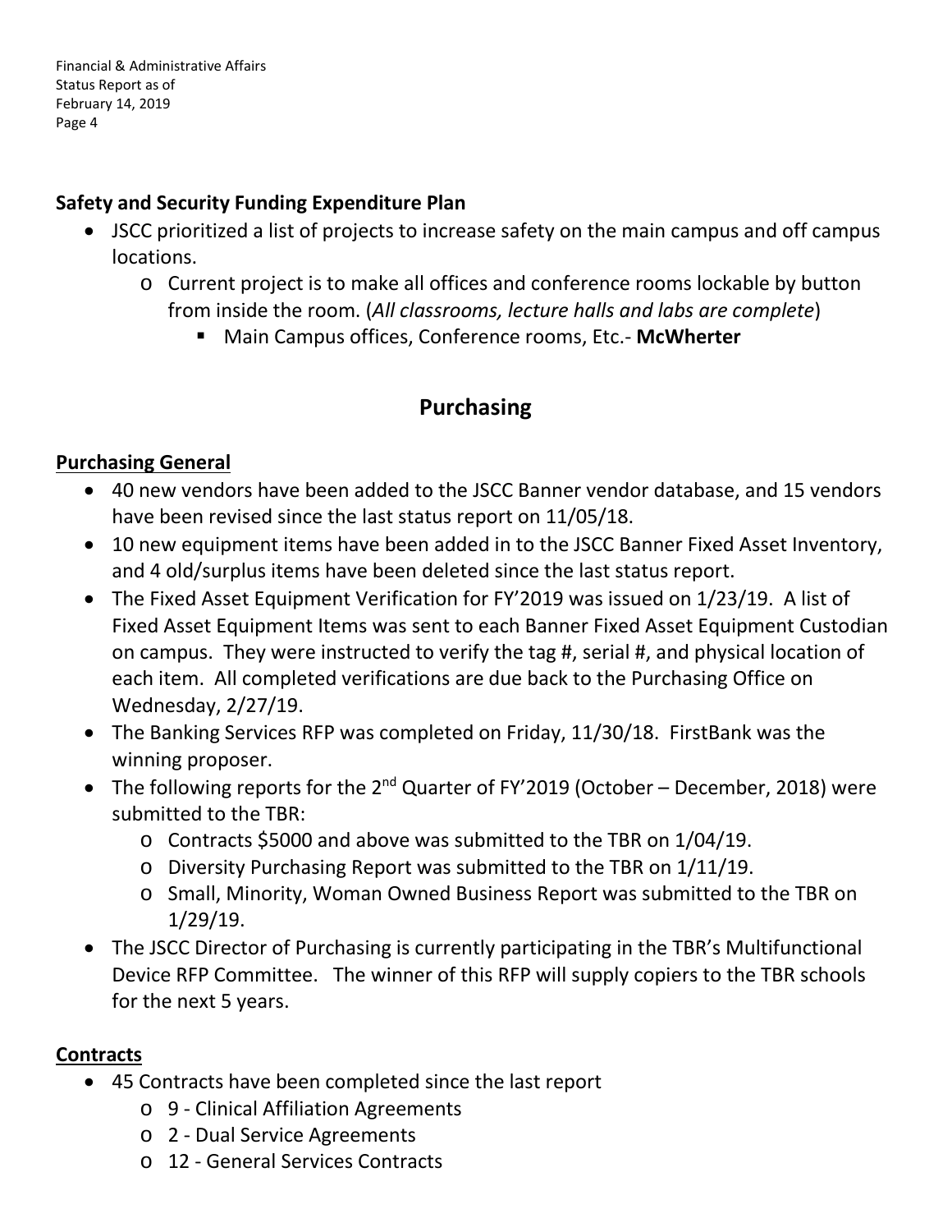**Safety and Security Funding Expenditure Plan**

- JSCC prioritized a list of projects to increase safety on the main campus and off campus locations.
  - Current project is to make all offices and conference rooms lockable by button from inside the room. (*All classrooms, lecture halls and labs are complete*)
    - Main Campus offices, Conference rooms, Etc.- **McWherter**

## Purchasing

**Purchasing General**

- 40 new vendors have been added to the JSCC Banner vendor database, and 15 vendors have been revised since the last status report on 11/05/18.
- 10 new equipment items have been added in to the JSCC Banner Fixed Asset Inventory, and 4 old/surplus items have been deleted since the last status report.
- The Fixed Asset Equipment Verification for FY'2019 was issued on 1/23/19. A list of Fixed Asset Equipment Items was sent to each Banner Fixed Asset Equipment Custodian on campus. They were instructed to verify the tag #, serial #, and physical location of each item. All completed verifications are due back to the Purchasing Office on Wednesday, 2/27/19.
- The Banking Services RFP was completed on Friday, 11/30/18. FirstBank was the winning proposer.
- The following reports for the 2nd Quarter of FY'2019 (October – December, 2018) were submitted to the TBR:
  - Contracts $5000 and above was submitted to the TBR on 1/04/19.
  - Diversity Purchasing Report was submitted to the TBR on 1/11/19.
  - Small, Minority, Woman Owned Business Report was submitted to the TBR on 1/29/19.
- The JSCC Director of Purchasing is currently participating in the TBR's Multifunctional Device RFP Committee. The winner of this RFP will supply copiers to the TBR schools for the next 5 years.

**Contracts**

- 45 Contracts have been completed since the last report
  - 9 - Clinical Affiliation Agreements
  - 2 - Dual Service Agreements
  - 12 - General Services Contracts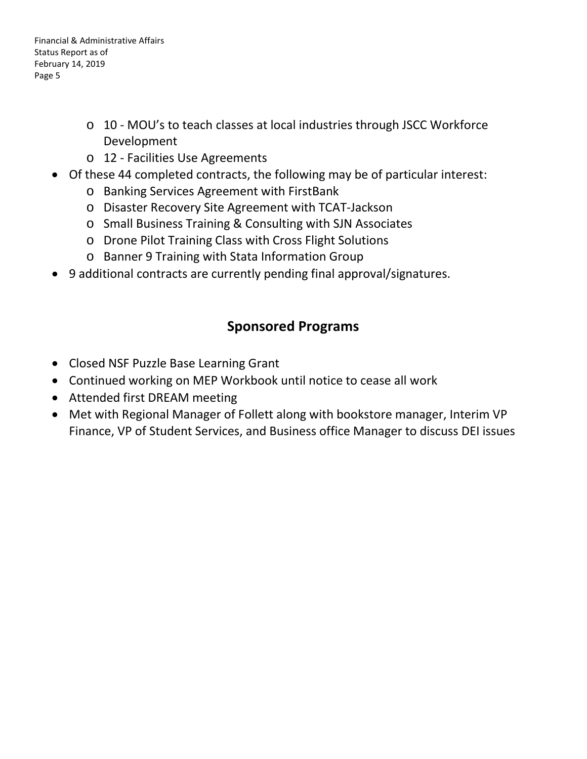- 10 - MOU's to teach classes at local industries through JSCC Workforce Development
  - 12 - Facilities Use Agreements
- Of these 44 completed contracts, the following may be of particular interest:
  - Banking Services Agreement with FirstBank
  - Disaster Recovery Site Agreement with TCAT-Jackson
  - Small Business Training & Consulting with SJN Associates
  - Drone Pilot Training Class with Cross Flight Solutions
  - Banner 9 Training with Stata Information Group
- 9 additional contracts are currently pending final approval/signatures.

## Sponsored Programs

- Closed NSF Puzzle Base Learning Grant
- Continued working on MEP Workbook until notice to cease all work
- Attended first DREAM meeting
- Met with Regional Manager of Follett along with bookstore manager, Interim VP Finance, VP of Student Services, and Business office Manager to discuss DEI issues